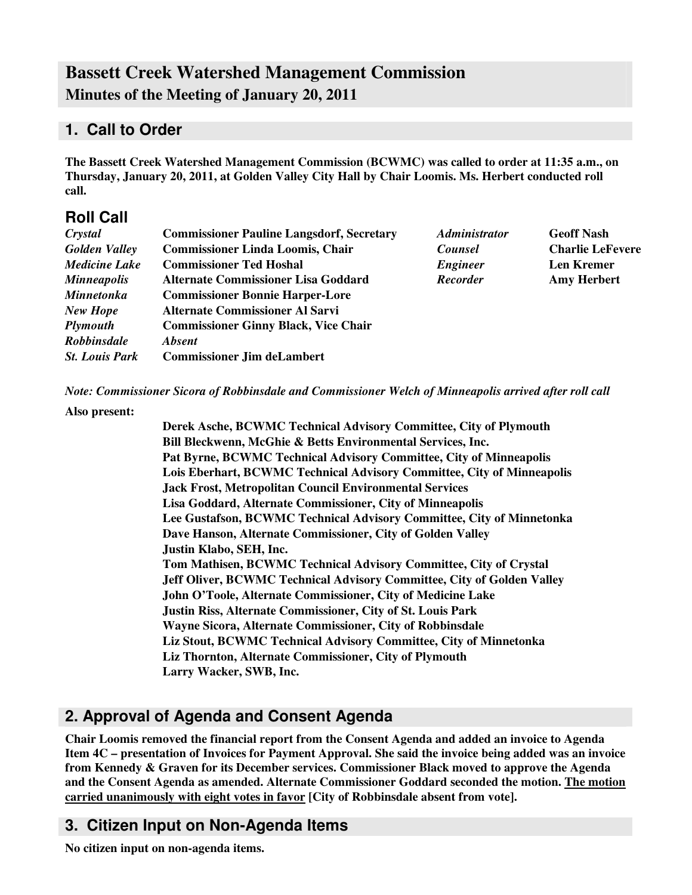# Bassett Creek Watershed Management Commission

## Minutes of the Meeting of January 20, 2011

## 1. Call to Order

**The Bassett Creek Watershed Management Commission (BCWMC) was called to order at 11:35 a.m., on Thursday, January 20, 2011, at Golden Valley City Hall by Chair Loomis. Ms. Herbert conducted roll call.**

### Roll Call

| | | | |
|---|---|---|---|
| *Crystal* | **Commissioner Pauline Langsdorf, Secretary** | *Administrator* | **Geoff Nash** |
| *Golden Valley* | **Commissioner Linda Loomis, Chair** | *Counsel* | **Charlie LeFevere** |
| *Medicine Lake* | **Commissioner Ted Hoshal** | *Engineer* | **Len Kremer** |
| *Minneapolis* | **Alternate Commissioner Lisa Goddard** | *Recorder* | **Amy Herbert** |
| *Minnetonka* | **Commissioner Bonnie Harper-Lore** | | |
| *New Hope* | **Alternate Commissioner Al Sarvi** | | |
| *Plymouth* | **Commissioner Ginny Black, Vice Chair** | | |
| *Robbinsdale* | *Absent* | | |
| *St. Louis Park* | **Commissioner Jim deLambert** | | |

***Note: Commissioner Sicora of Robbinsdale and Commissioner Welch of Minneapolis arrived after roll call***

**Also present:**

**Derek Asche, BCWMC Technical Advisory Committee, City of Plymouth**
**Bill Bleckwenn, McGhie & Betts Environmental Services, Inc.**
**Pat Byrne, BCWMC Technical Advisory Committee, City of Minneapolis**
**Lois Eberhart, BCWMC Technical Advisory Committee, City of Minneapolis**
**Jack Frost, Metropolitan Council Environmental Services**
**Lisa Goddard, Alternate Commissioner, City of Minneapolis**
**Lee Gustafson, BCWMC Technical Advisory Committee, City of Minnetonka**
**Dave Hanson, Alternate Commissioner, City of Golden Valley**
**Justin Klabo, SEH, Inc.**
**Tom Mathisen, BCWMC Technical Advisory Committee, City of Crystal**
**Jeff Oliver, BCWMC Technical Advisory Committee, City of Golden Valley**
**John O'Toole, Alternate Commissioner, City of Medicine Lake**
**Justin Riss, Alternate Commissioner, City of St. Louis Park**
**Wayne Sicora, Alternate Commissioner, City of Robbinsdale**
**Liz Stout, BCWMC Technical Advisory Committee, City of Minnetonka**
**Liz Thornton, Alternate Commissioner, City of Plymouth**
**Larry Wacker, SWB, Inc.**

## 2. Approval of Agenda and Consent Agenda

**Chair Loomis removed the financial report from the Consent Agenda and added an invoice to Agenda Item 4C – presentation of Invoices for Payment Approval. She said the invoice being added was an invoice from Kennedy & Graven for its December services. Commissioner Black moved to approve the Agenda and the Consent Agenda as amended. Alternate Commissioner Goddard seconded the motion. <u>The motion carried unanimously with eight votes in favor</u> [City of Robbinsdale absent from vote].**

## 3. Citizen Input on Non-Agenda Items

**No citizen input on non-agenda items.**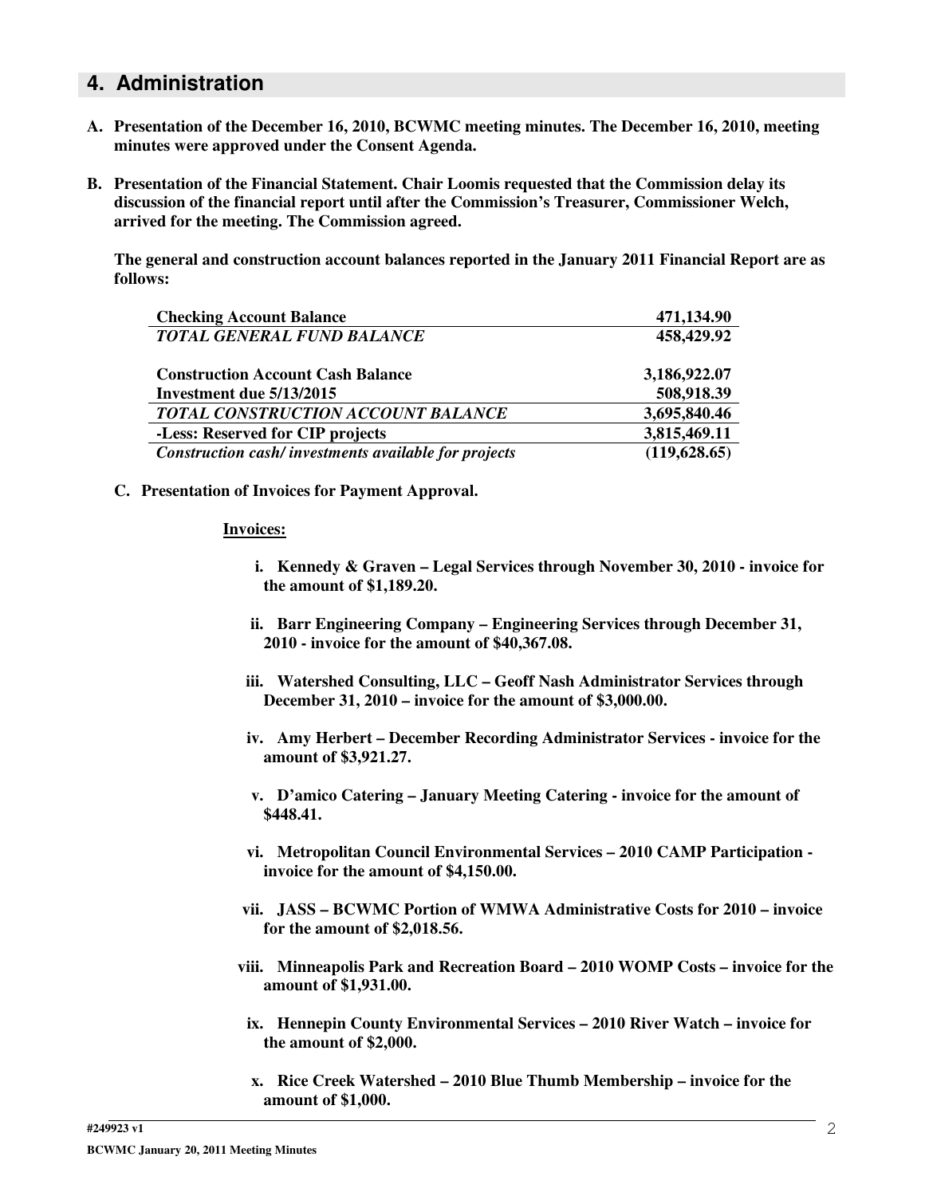## 4. Administration

**A. Presentation of the December 16, 2010, BCWMC meeting minutes. The December 16, 2010, meeting minutes were approved under the Consent Agenda.**

**B. Presentation of the Financial Statement. Chair Loomis requested that the Commission delay its discussion of the financial report until after the Commission's Treasurer, Commissioner Welch, arrived for the meeting. The Commission agreed.**

**The general and construction account balances reported in the January 2011 Financial Report are as follows:**

| | |
|---|---:|
| **Checking Account Balance** | **471,134.90** |
| ***TOTAL GENERAL FUND BALANCE*** | **458,429.92** |
| | |
| **Construction Account Cash Balance** | **3,186,922.07** |
| **Investment due 5/13/2015** | **508,918.39** |
| ***TOTAL CONSTRUCTION ACCOUNT BALANCE*** | **3,695,840.46** |
| **-Less: Reserved for CIP projects** | **3,815,469.11** |
| ***Construction cash/ investments available for projects*** | **(119,628.65)** |

**C. Presentation of Invoices for Payment Approval.**

**Invoices:**

i. **Kennedy & Graven – Legal Services through November 30, 2010 - invoice for the amount of $1,189.20.**

ii. **Barr Engineering Company – Engineering Services through December 31, 2010 - invoice for the amount of $40,367.08.**

iii. **Watershed Consulting, LLC – Geoff Nash Administrator Services through December 31, 2010 – invoice for the amount of $3,000.00.**

iv. **Amy Herbert – December Recording Administrator Services - invoice for the amount of $3,921.27.**

v. **D'amico Catering – January Meeting Catering - invoice for the amount of $448.41.**

vi. **Metropolitan Council Environmental Services – 2010 CAMP Participation - invoice for the amount of $4,150.00.**

vii. **JASS – BCWMC Portion of WMWA Administrative Costs for 2010 – invoice for the amount of $2,018.56.**

viii. **Minneapolis Park and Recreation Board – 2010 WOMP Costs – invoice for the amount of $1,931.00.**

ix. **Hennepin County Environmental Services – 2010 River Watch – invoice for the amount of $2,000.**

x. **Rice Creek Watershed – 2010 Blue Thumb Membership – invoice for the amount of $1,000.**

**#249923 v1**

**BCWMC January 20, 2011 Meeting Minutes**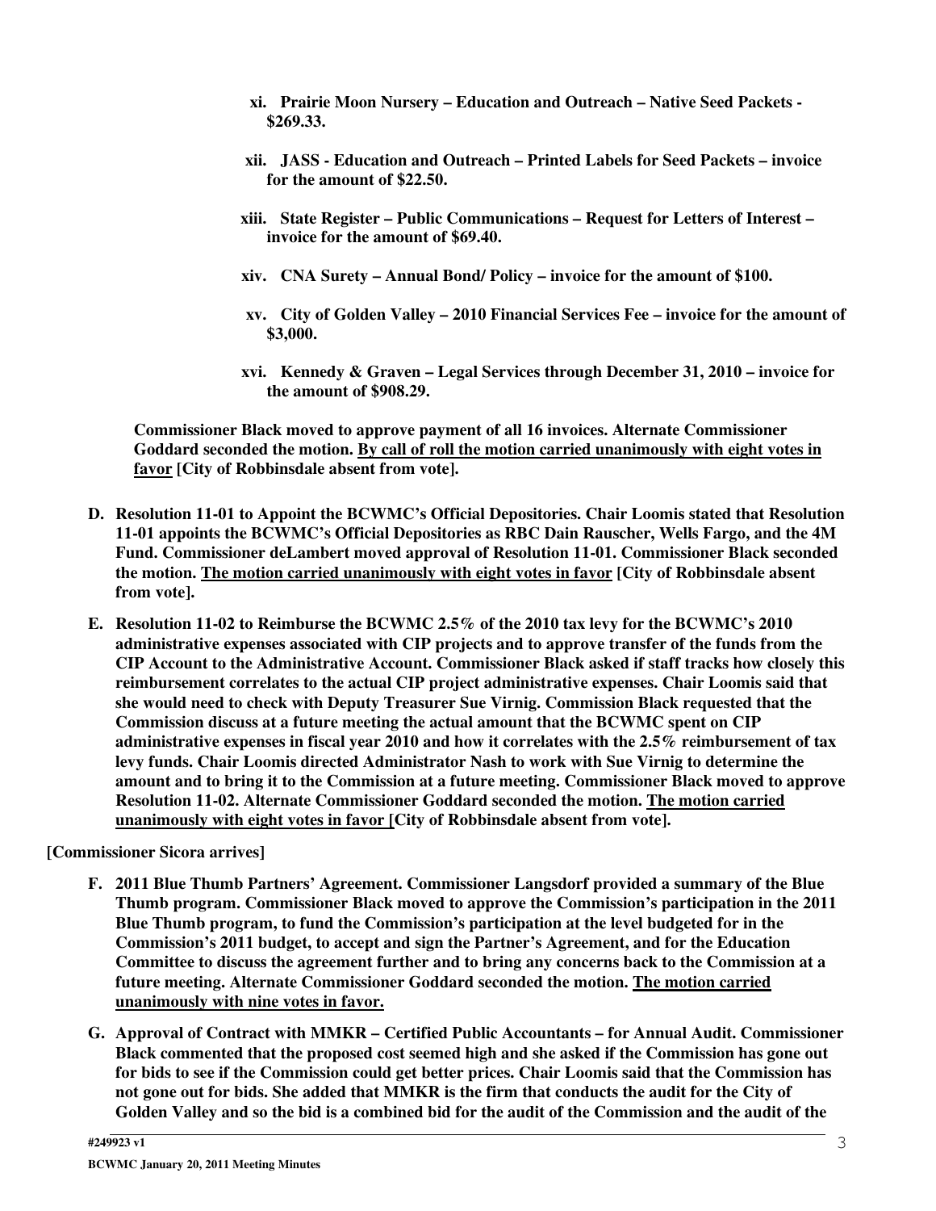xi. **Prairie Moon Nursery – Education and Outreach – Native Seed Packets - $269.33.**

xii. **JASS - Education and Outreach – Printed Labels for Seed Packets – invoice for the amount of $22.50.**

xiii. **State Register – Public Communications – Request for Letters of Interest – invoice for the amount of $69.40.**

xiv. **CNA Surety – Annual Bond/ Policy – invoice for the amount of $100.**

xv. **City of Golden Valley – 2010 Financial Services Fee – invoice for the amount of $3,000.**

xvi. **Kennedy & Graven – Legal Services through December 31, 2010 – invoice for the amount of $908.29.**

**Commissioner Black moved to approve payment of all 16 invoices. Alternate Commissioner Goddard seconded the motion. <u>By call of roll the motion carried unanimously with eight votes in favor</u> [City of Robbinsdale absent from vote].**

**D. Resolution 11-01 to Appoint the BCWMC's Official Depositories. Chair Loomis stated that Resolution 11-01 appoints the BCWMC's Official Depositories as RBC Dain Rauscher, Wells Fargo, and the 4M Fund. Commissioner deLambert moved approval of Resolution 11-01. Commissioner Black seconded the motion. <u>The motion carried unanimously with eight votes in favor</u> [City of Robbinsdale absent from vote].**

**E. Resolution 11-02 to Reimburse the BCWMC 2.5% of the 2010 tax levy for the BCWMC's 2010 administrative expenses associated with CIP projects and to approve transfer of the funds from the CIP Account to the Administrative Account. Commissioner Black asked if staff tracks how closely this reimbursement correlates to the actual CIP project administrative expenses. Chair Loomis said that she would need to check with Deputy Treasurer Sue Virnig. Commission Black requested that the Commission discuss at a future meeting the actual amount that the BCWMC spent on CIP administrative expenses in fiscal year 2010 and how it correlates with the 2.5% reimbursement of tax levy funds. Chair Loomis directed Administrator Nash to work with Sue Virnig to determine the amount and to bring it to the Commission at a future meeting. Commissioner Black moved to approve Resolution 11-02. Alternate Commissioner Goddard seconded the motion. <u>The motion carried unanimously with eight votes in favor</u> [City of Robbinsdale absent from vote].**

**[Commissioner Sicora arrives]**

**F. 2011 Blue Thumb Partners' Agreement. Commissioner Langsdorf provided a summary of the Blue Thumb program. Commissioner Black moved to approve the Commission's participation in the 2011 Blue Thumb program, to fund the Commission's participation at the level budgeted for in the Commission's 2011 budget, to accept and sign the Partner's Agreement, and for the Education Committee to discuss the agreement further and to bring any concerns back to the Commission at a future meeting. Alternate Commissioner Goddard seconded the motion. <u>The motion carried unanimously with nine votes in favor.</u>**

**G. Approval of Contract with MMKR – Certified Public Accountants – for Annual Audit. Commissioner Black commented that the proposed cost seemed high and she asked if the Commission has gone out for bids to see if the Commission could get better prices. Chair Loomis said that the Commission has not gone out for bids. She added that MMKR is the firm that conducts the audit for the City of Golden Valley and so the bid is a combined bid for the audit of the Commission and the audit of the**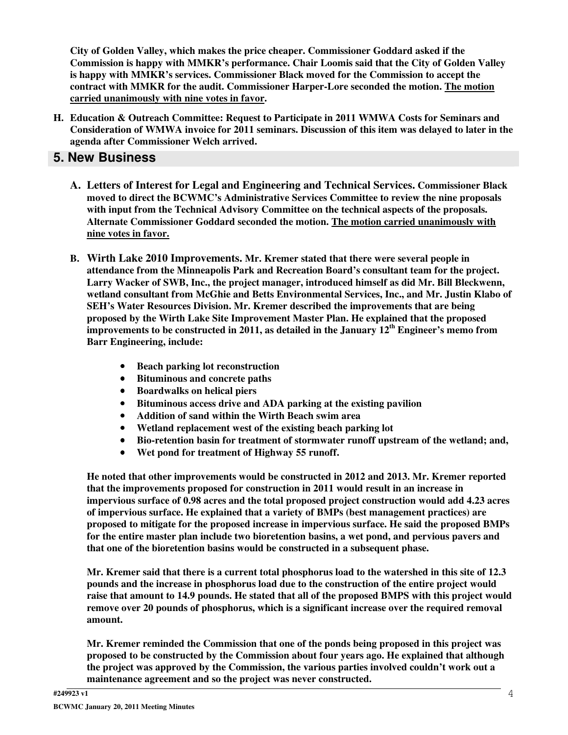**City of Golden Valley, which makes the price cheaper. Commissioner Goddard asked if the Commission is happy with MMKR's performance. Chair Loomis said that the City of Golden Valley is happy with MMKR's services. Commissioner Black moved for the Commission to accept the contract with MMKR for the audit. Commissioner Harper-Lore seconded the motion. <u>The motion carried unanimously with nine votes in favor</u>.**

**H. Education & Outreach Committee: Request to Participate in 2011 WMWA Costs for Seminars and Consideration of WMWA invoice for 2011 seminars. Discussion of this item was delayed to later in the agenda after Commissioner Welch arrived.**

## 5. New Business

**A. Letters of Interest for Legal and Engineering and Technical Services. Commissioner Black moved to direct the BCWMC's Administrative Services Committee to review the nine proposals with input from the Technical Advisory Committee on the technical aspects of the proposals. Alternate Commissioner Goddard seconded the motion. <u>The motion carried unanimously with nine votes in favor.</u>**

**B. Wirth Lake 2010 Improvements. Mr. Kremer stated that there were several people in attendance from the Minneapolis Park and Recreation Board's consultant team for the project. Larry Wacker of SWB, Inc., the project manager, introduced himself as did Mr. Bill Bleckwenn, wetland consultant from McGhie and Betts Environmental Services, Inc., and Mr. Justin Klabo of SEH's Water Resources Division. Mr. Kremer described the improvements that are being proposed by the Wirth Lake Site Improvement Master Plan. He explained that the proposed improvements to be constructed in 2011, as detailed in the January 12th Engineer's memo from Barr Engineering, include:**

- **Beach parking lot reconstruction**
- **Bituminous and concrete paths**
- **Boardwalks on helical piers**
- **Bituminous access drive and ADA parking at the existing pavilion**
- **Addition of sand within the Wirth Beach swim area**
- **Wetland replacement west of the existing beach parking lot**
- **Bio-retention basin for treatment of stormwater runoff upstream of the wetland; and,**
- **Wet pond for treatment of Highway 55 runoff.**

**He noted that other improvements would be constructed in 2012 and 2013. Mr. Kremer reported that the improvements proposed for construction in 2011 would result in an increase in impervious surface of 0.98 acres and the total proposed project construction would add 4.23 acres of impervious surface. He explained that a variety of BMPs (best management practices) are proposed to mitigate for the proposed increase in impervious surface. He said the proposed BMPs for the entire master plan include two bioretention basins, a wet pond, and pervious pavers and that one of the bioretention basins would be constructed in a subsequent phase.**

**Mr. Kremer said that there is a current total phosphorus load to the watershed in this site of 12.3 pounds and the increase in phosphorus load due to the construction of the entire project would raise that amount to 14.9 pounds. He stated that all of the proposed BMPS with this project would remove over 20 pounds of phosphorus, which is a significant increase over the required removal amount.**

**Mr. Kremer reminded the Commission that one of the ponds being proposed in this project was proposed to be constructed by the Commission about four years ago. He explained that although the project was approved by the Commission, the various parties involved couldn't work out a maintenance agreement and so the project was never constructed.**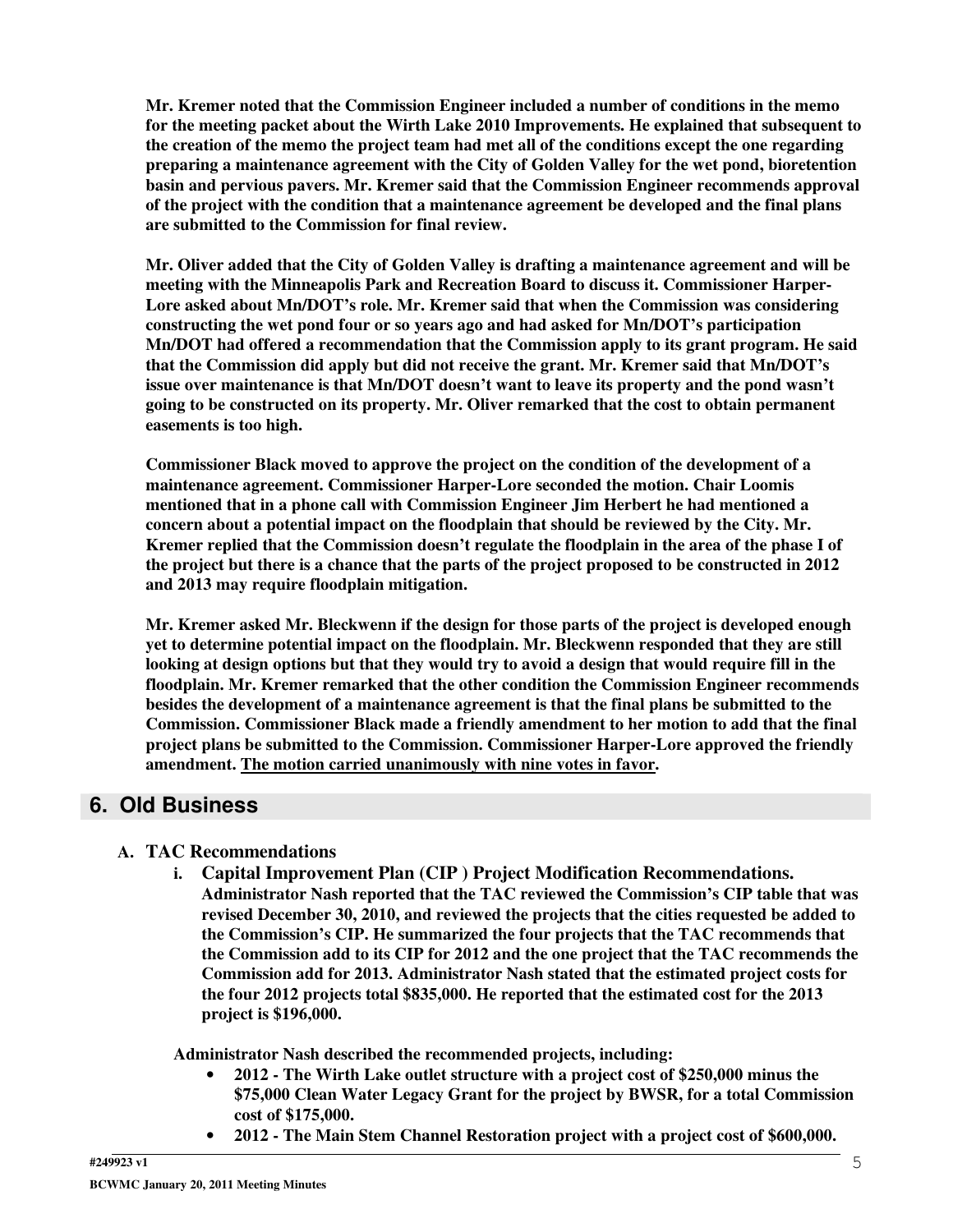**Mr. Kremer noted that the Commission Engineer included a number of conditions in the memo for the meeting packet about the Wirth Lake 2010 Improvements. He explained that subsequent to the creation of the memo the project team had met all of the conditions except the one regarding preparing a maintenance agreement with the City of Golden Valley for the wet pond, bioretention basin and pervious pavers. Mr. Kremer said that the Commission Engineer recommends approval of the project with the condition that a maintenance agreement be developed and the final plans are submitted to the Commission for final review.**

**Mr. Oliver added that the City of Golden Valley is drafting a maintenance agreement and will be meeting with the Minneapolis Park and Recreation Board to discuss it. Commissioner Harper-Lore asked about Mn/DOT's role. Mr. Kremer said that when the Commission was considering constructing the wet pond four or so years ago and had asked for Mn/DOT's participation Mn/DOT had offered a recommendation that the Commission apply to its grant program. He said that the Commission did apply but did not receive the grant. Mr. Kremer said that Mn/DOT's issue over maintenance is that Mn/DOT doesn't want to leave its property and the pond wasn't going to be constructed on its property. Mr. Oliver remarked that the cost to obtain permanent easements is too high.**

**Commissioner Black moved to approve the project on the condition of the development of a maintenance agreement. Commissioner Harper-Lore seconded the motion. Chair Loomis mentioned that in a phone call with Commission Engineer Jim Herbert he had mentioned a concern about a potential impact on the floodplain that should be reviewed by the City. Mr. Kremer replied that the Commission doesn't regulate the floodplain in the area of the phase I of the project but there is a chance that the parts of the project proposed to be constructed in 2012 and 2013 may require floodplain mitigation.**

**Mr. Kremer asked Mr. Bleckwenn if the design for those parts of the project is developed enough yet to determine potential impact on the floodplain. Mr. Bleckwenn responded that they are still looking at design options but that they would try to avoid a design that would require fill in the floodplain. Mr. Kremer remarked that the other condition the Commission Engineer recommends besides the development of a maintenance agreement is that the final plans be submitted to the Commission. Commissioner Black made a friendly amendment to her motion to add that the final project plans be submitted to the Commission. Commissioner Harper-Lore approved the friendly amendment. <u>The motion carried unanimously with nine votes in favor</u>.**

## 6. Old Business

**A. TAC Recommendations**

**i. Capital Improvement Plan (CIP ) Project Modification Recommendations.** **Administrator Nash reported that the TAC reviewed the Commission's CIP table that was revised December 30, 2010, and reviewed the projects that the cities requested be added to the Commission's CIP. He summarized the four projects that the TAC recommends that the Commission add to its CIP for 2012 and the one project that the TAC recommends the Commission add for 2013. Administrator Nash stated that the estimated project costs for the four 2012 projects total $835,000. He reported that the estimated cost for the 2013 project is $196,000.**

**Administrator Nash described the recommended projects, including:**

- **2012 - The Wirth Lake outlet structure with a project cost of $250,000 minus the $75,000 Clean Water Legacy Grant for the project by BWSR, for a total Commission cost of $175,000.**
- **2012 - The Main Stem Channel Restoration project with a project cost of $600,000.**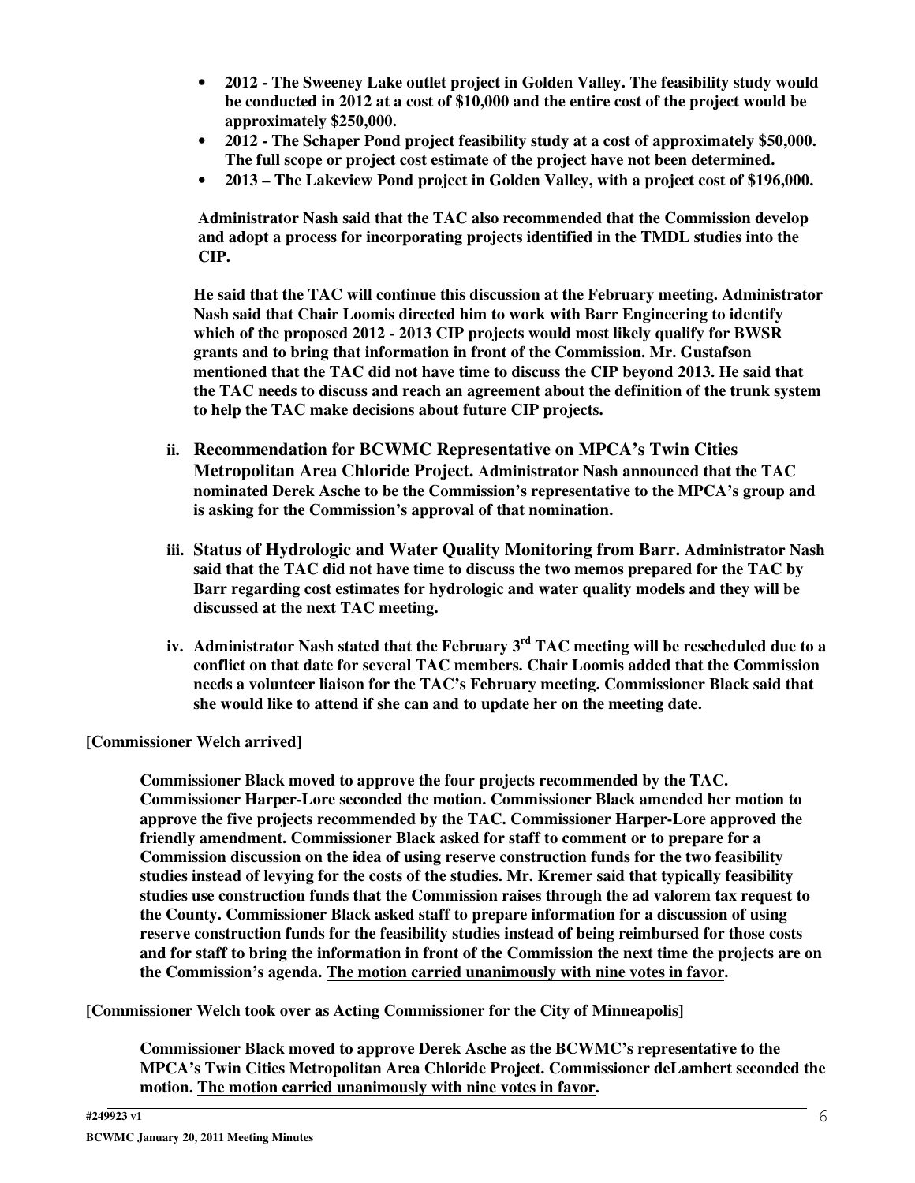- **2012 - The Sweeney Lake outlet project in Golden Valley. The feasibility study would be conducted in 2012 at a cost of $10,000 and the entire cost of the project would be approximately $250,000.**
- **2012 - The Schaper Pond project feasibility study at a cost of approximately $50,000. The full scope or project cost estimate of the project have not been determined.**
- **2013 – The Lakeview Pond project in Golden Valley, with a project cost of $196,000.**

**Administrator Nash said that the TAC also recommended that the Commission develop and adopt a process for incorporating projects identified in the TMDL studies into the CIP.**

**He said that the TAC will continue this discussion at the February meeting. Administrator Nash said that Chair Loomis directed him to work with Barr Engineering to identify which of the proposed 2012 - 2013 CIP projects would most likely qualify for BWSR grants and to bring that information in front of the Commission. Mr. Gustafson mentioned that the TAC did not have time to discuss the CIP beyond 2013. He said that the TAC needs to discuss and reach an agreement about the definition of the trunk system to help the TAC make decisions about future CIP projects.**

ii. **Recommendation for BCWMC Representative on MPCA's Twin Cities Metropolitan Area Chloride Project. Administrator Nash announced that the TAC nominated Derek Asche to be the Commission's representative to the MPCA's group and is asking for the Commission's approval of that nomination.**

iii. **Status of Hydrologic and Water Quality Monitoring from Barr. Administrator Nash said that the TAC did not have time to discuss the two memos prepared for the TAC by Barr regarding cost estimates for hydrologic and water quality models and they will be discussed at the next TAC meeting.**

iv. **Administrator Nash stated that the February 3rd TAC meeting will be rescheduled due to a conflict on that date for several TAC members. Chair Loomis added that the Commission needs a volunteer liaison for the TAC's February meeting. Commissioner Black said that she would like to attend if she can and to update her on the meeting date.**

**[Commissioner Welch arrived]**

**Commissioner Black moved to approve the four projects recommended by the TAC. Commissioner Harper-Lore seconded the motion. Commissioner Black amended her motion to approve the five projects recommended by the TAC. Commissioner Harper-Lore approved the friendly amendment. Commissioner Black asked for staff to comment or to prepare for a Commission discussion on the idea of using reserve construction funds for the two feasibility studies instead of levying for the costs of the studies. Mr. Kremer said that typically feasibility studies use construction funds that the Commission raises through the ad valorem tax request to the County. Commissioner Black asked staff to prepare information for a discussion of using reserve construction funds for the feasibility studies instead of being reimbursed for those costs and for staff to bring the information in front of the Commission the next time the projects are on the Commission's agenda. <u>The motion carried unanimously with nine votes in favor</u>.**

**[Commissioner Welch took over as Acting Commissioner for the City of Minneapolis]**

**Commissioner Black moved to approve Derek Asche as the BCWMC's representative to the MPCA's Twin Cities Metropolitan Area Chloride Project. Commissioner deLambert seconded the motion. <u>The motion carried unanimously with nine votes in favor</u>.**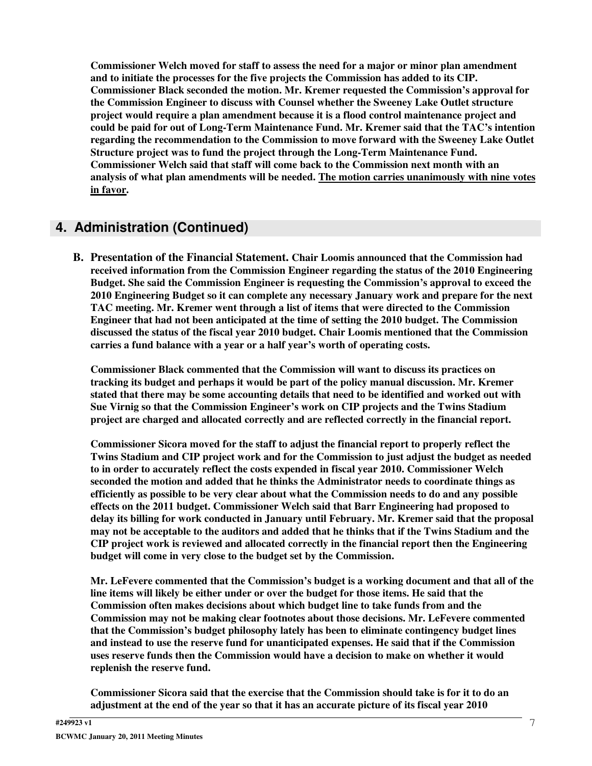**Commissioner Welch moved for staff to assess the need for a major or minor plan amendment and to initiate the processes for the five projects the Commission has added to its CIP. Commissioner Black seconded the motion. Mr. Kremer requested the Commission's approval for the Commission Engineer to discuss with Counsel whether the Sweeney Lake Outlet structure project would require a plan amendment because it is a flood control maintenance project and could be paid for out of Long-Term Maintenance Fund. Mr. Kremer said that the TAC's intention regarding the recommendation to the Commission to move forward with the Sweeney Lake Outlet Structure project was to fund the project through the Long-Term Maintenance Fund. Commissioner Welch said that staff will come back to the Commission next month with an analysis of what plan amendments will be needed. <u>The motion carries unanimously with nine votes in favor</u>.**

## 4. Administration (Continued)

**B. Presentation of the Financial Statement. Chair Loomis announced that the Commission had received information from the Commission Engineer regarding the status of the 2010 Engineering Budget. She said the Commission Engineer is requesting the Commission's approval to exceed the 2010 Engineering Budget so it can complete any necessary January work and prepare for the next TAC meeting. Mr. Kremer went through a list of items that were directed to the Commission Engineer that had not been anticipated at the time of setting the 2010 budget. The Commission discussed the status of the fiscal year 2010 budget. Chair Loomis mentioned that the Commission carries a fund balance with a year or a half year's worth of operating costs.**

**Commissioner Black commented that the Commission will want to discuss its practices on tracking its budget and perhaps it would be part of the policy manual discussion. Mr. Kremer stated that there may be some accounting details that need to be identified and worked out with Sue Virnig so that the Commission Engineer's work on CIP projects and the Twins Stadium project are charged and allocated correctly and are reflected correctly in the financial report.**

**Commissioner Sicora moved for the staff to adjust the financial report to properly reflect the Twins Stadium and CIP project work and for the Commission to just adjust the budget as needed to in order to accurately reflect the costs expended in fiscal year 2010. Commissioner Welch seconded the motion and added that he thinks the Administrator needs to coordinate things as efficiently as possible to be very clear about what the Commission needs to do and any possible effects on the 2011 budget. Commissioner Welch said that Barr Engineering had proposed to delay its billing for work conducted in January until February. Mr. Kremer said that the proposal may not be acceptable to the auditors and added that he thinks that if the Twins Stadium and the CIP project work is reviewed and allocated correctly in the financial report then the Engineering budget will come in very close to the budget set by the Commission.**

**Mr. LeFevere commented that the Commission's budget is a working document and that all of the line items will likely be either under or over the budget for those items. He said that the Commission often makes decisions about which budget line to take funds from and the Commission may not be making clear footnotes about those decisions. Mr. LeFevere commented that the Commission's budget philosophy lately has been to eliminate contingency budget lines and instead to use the reserve fund for unanticipated expenses. He said that if the Commission uses reserve funds then the Commission would have a decision to make on whether it would replenish the reserve fund.**

**Commissioner Sicora said that the exercise that the Commission should take is for it to do an adjustment at the end of the year so that it has an accurate picture of its fiscal year 2010**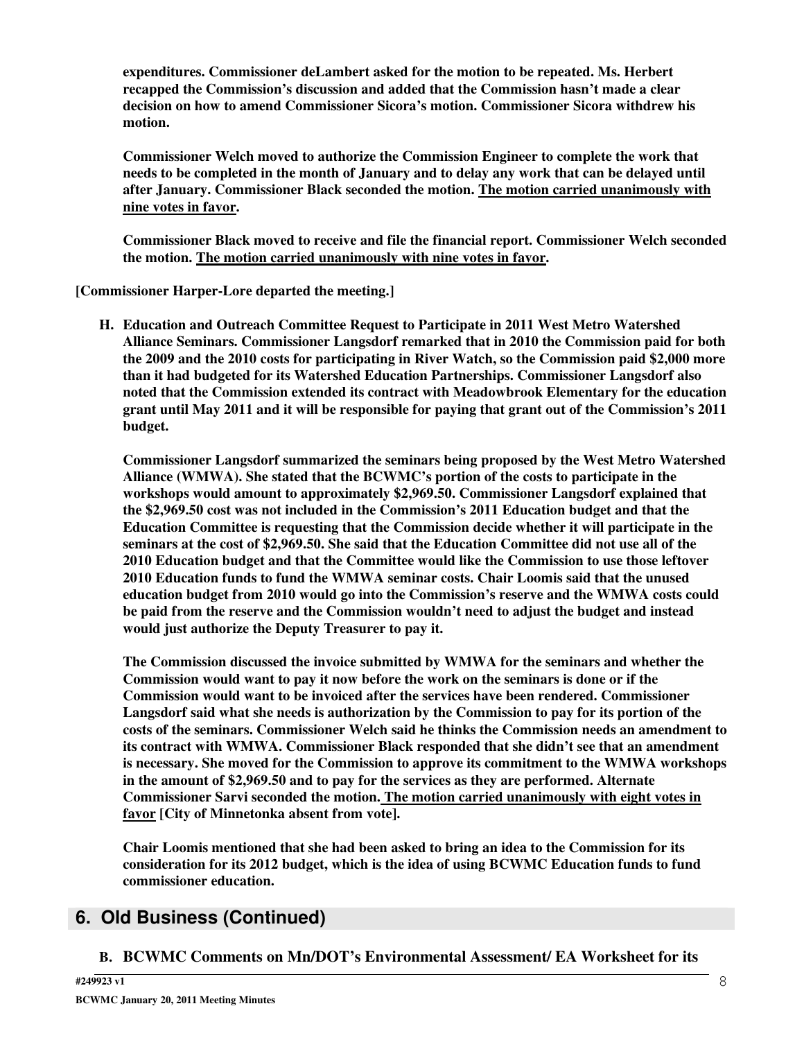**expenditures. Commissioner deLambert asked for the motion to be repeated. Ms. Herbert recapped the Commission's discussion and added that the Commission hasn't made a clear decision on how to amend Commissioner Sicora's motion. Commissioner Sicora withdrew his motion.**

**Commissioner Welch moved to authorize the Commission Engineer to complete the work that needs to be completed in the month of January and to delay any work that can be delayed until after January. Commissioner Black seconded the motion. <u>The motion carried unanimously with nine votes in favor</u>.**

**Commissioner Black moved to receive and file the financial report. Commissioner Welch seconded the motion. <u>The motion carried unanimously with nine votes in favor</u>.**

**[Commissioner Harper-Lore departed the meeting.]**

**H. Education and Outreach Committee Request to Participate in 2011 West Metro Watershed Alliance Seminars. Commissioner Langsdorf remarked that in 2010 the Commission paid for both the 2009 and the 2010 costs for participating in River Watch, so the Commission paid $2,000 more than it had budgeted for its Watershed Education Partnerships. Commissioner Langsdorf also noted that the Commission extended its contract with Meadowbrook Elementary for the education grant until May 2011 and it will be responsible for paying that grant out of the Commission's 2011 budget.**

**Commissioner Langsdorf summarized the seminars being proposed by the West Metro Watershed Alliance (WMWA). She stated that the BCWMC's portion of the costs to participate in the workshops would amount to approximately $2,969.50. Commissioner Langsdorf explained that the $2,969.50 cost was not included in the Commission's 2011 Education budget and that the Education Committee is requesting that the Commission decide whether it will participate in the seminars at the cost of $2,969.50. She said that the Education Committee did not use all of the 2010 Education budget and that the Committee would like the Commission to use those leftover 2010 Education funds to fund the WMWA seminar costs. Chair Loomis said that the unused education budget from 2010 would go into the Commission's reserve and the WMWA costs could be paid from the reserve and the Commission wouldn't need to adjust the budget and instead would just authorize the Deputy Treasurer to pay it.**

**The Commission discussed the invoice submitted by WMWA for the seminars and whether the Commission would want to pay it now before the work on the seminars is done or if the Commission would want to be invoiced after the services have been rendered. Commissioner Langsdorf said what she needs is authorization by the Commission to pay for its portion of the costs of the seminars. Commissioner Welch said he thinks the Commission needs an amendment to its contract with WMWA. Commissioner Black responded that she didn't see that an amendment is necessary. She moved for the Commission to approve its commitment to the WMWA workshops in the amount of $2,969.50 and to pay for the services as they are performed. Alternate Commissioner Sarvi seconded the motion. <u>The motion carried unanimously with eight votes in favor</u> [City of Minnetonka absent from vote].**

**Chair Loomis mentioned that she had been asked to bring an idea to the Commission for its consideration for its 2012 budget, which is the idea of using BCWMC Education funds to fund commissioner education.**

## 6. Old Business (Continued)

**B. BCWMC Comments on Mn/DOT's Environmental Assessment/ EA Worksheet for its**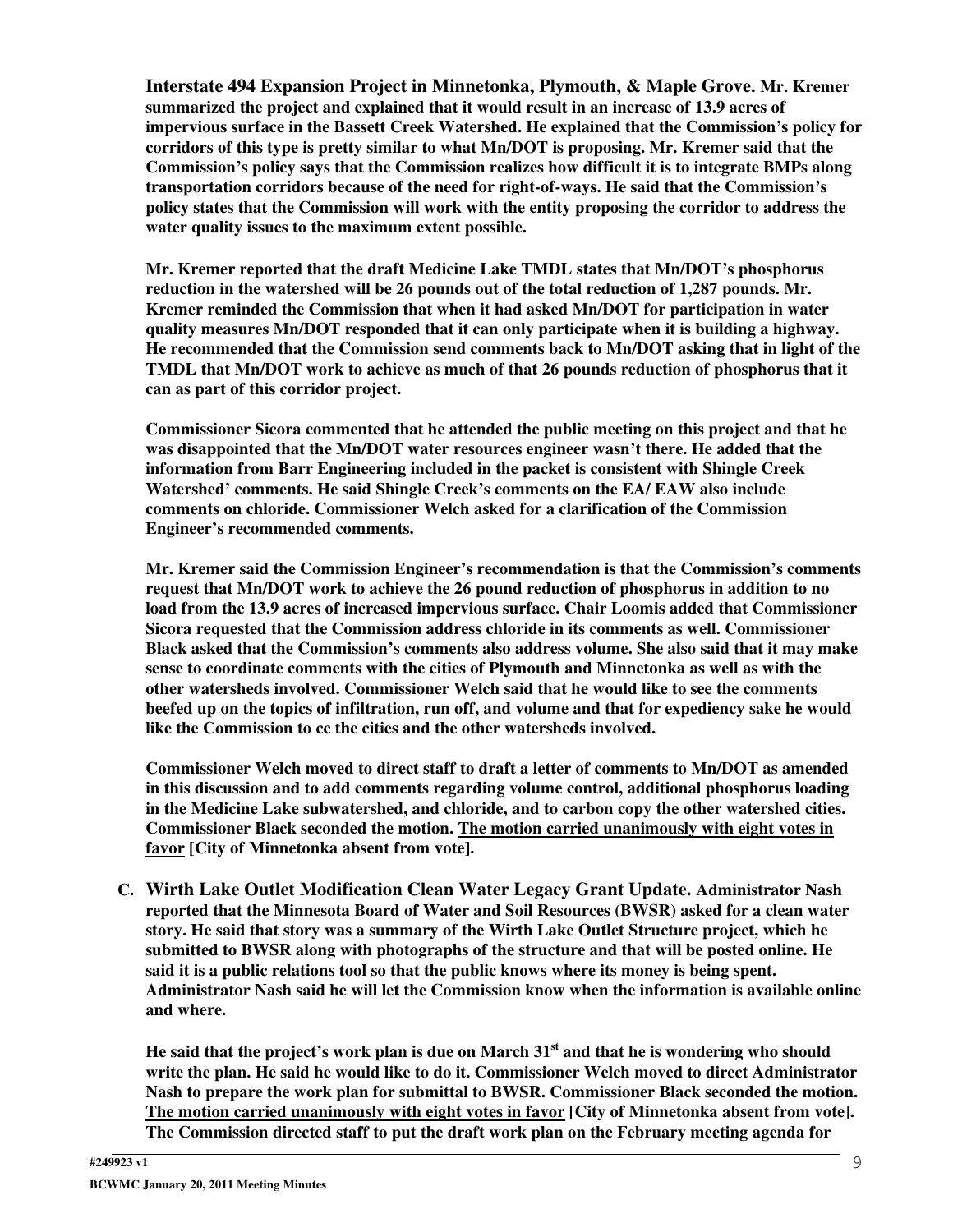**Interstate 494 Expansion Project in Minnetonka, Plymouth, & Maple Grove. Mr. Kremer summarized the project and explained that it would result in an increase of 13.9 acres of impervious surface in the Bassett Creek Watershed. He explained that the Commission's policy for corridors of this type is pretty similar to what Mn/DOT is proposing. Mr. Kremer said that the Commission's policy says that the Commission realizes how difficult it is to integrate BMPs along transportation corridors because of the need for right-of-ways. He said that the Commission's policy states that the Commission will work with the entity proposing the corridor to address the water quality issues to the maximum extent possible.**

**Mr. Kremer reported that the draft Medicine Lake TMDL states that Mn/DOT's phosphorus reduction in the watershed will be 26 pounds out of the total reduction of 1,287 pounds. Mr. Kremer reminded the Commission that when it had asked Mn/DOT for participation in water quality measures Mn/DOT responded that it can only participate when it is building a highway. He recommended that the Commission send comments back to Mn/DOT asking that in light of the TMDL that Mn/DOT work to achieve as much of that 26 pounds reduction of phosphorus that it can as part of this corridor project.**

**Commissioner Sicora commented that he attended the public meeting on this project and that he was disappointed that the Mn/DOT water resources engineer wasn't there. He added that the information from Barr Engineering included in the packet is consistent with Shingle Creek Watershed' comments. He said Shingle Creek's comments on the EA/ EAW also include comments on chloride. Commissioner Welch asked for a clarification of the Commission Engineer's recommended comments.**

**Mr. Kremer said the Commission Engineer's recommendation is that the Commission's comments request that Mn/DOT work to achieve the 26 pound reduction of phosphorus in addition to no load from the 13.9 acres of increased impervious surface. Chair Loomis added that Commissioner Sicora requested that the Commission address chloride in its comments as well. Commissioner Black asked that the Commission's comments also address volume. She also said that it may make sense to coordinate comments with the cities of Plymouth and Minnetonka as well as with the other watersheds involved. Commissioner Welch said that he would like to see the comments beefed up on the topics of infiltration, run off, and volume and that for expediency sake he would like the Commission to cc the cities and the other watersheds involved.**

**Commissioner Welch moved to direct staff to draft a letter of comments to Mn/DOT as amended in this discussion and to add comments regarding volume control, additional phosphorus loading in the Medicine Lake subwatershed, and chloride, and to carbon copy the other watershed cities. Commissioner Black seconded the motion. <u>The motion carried unanimously with eight votes in favor</u> [City of Minnetonka absent from vote].**

**C. Wirth Lake Outlet Modification Clean Water Legacy Grant Update. Administrator Nash reported that the Minnesota Board of Water and Soil Resources (BWSR) asked for a clean water story. He said that story was a summary of the Wirth Lake Outlet Structure project, which he submitted to BWSR along with photographs of the structure and that will be posted online. He said it is a public relations tool so that the public knows where its money is being spent. Administrator Nash said he will let the Commission know when the information is available online and where.**

**He said that the project's work plan is due on March 31st and that he is wondering who should write the plan. He said he would like to do it. Commissioner Welch moved to direct Administrator Nash to prepare the work plan for submittal to BWSR. Commissioner Black seconded the motion. <u>The motion carried unanimously with eight votes in favor</u> [City of Minnetonka absent from vote]. The Commission directed staff to put the draft work plan on the February meeting agenda for**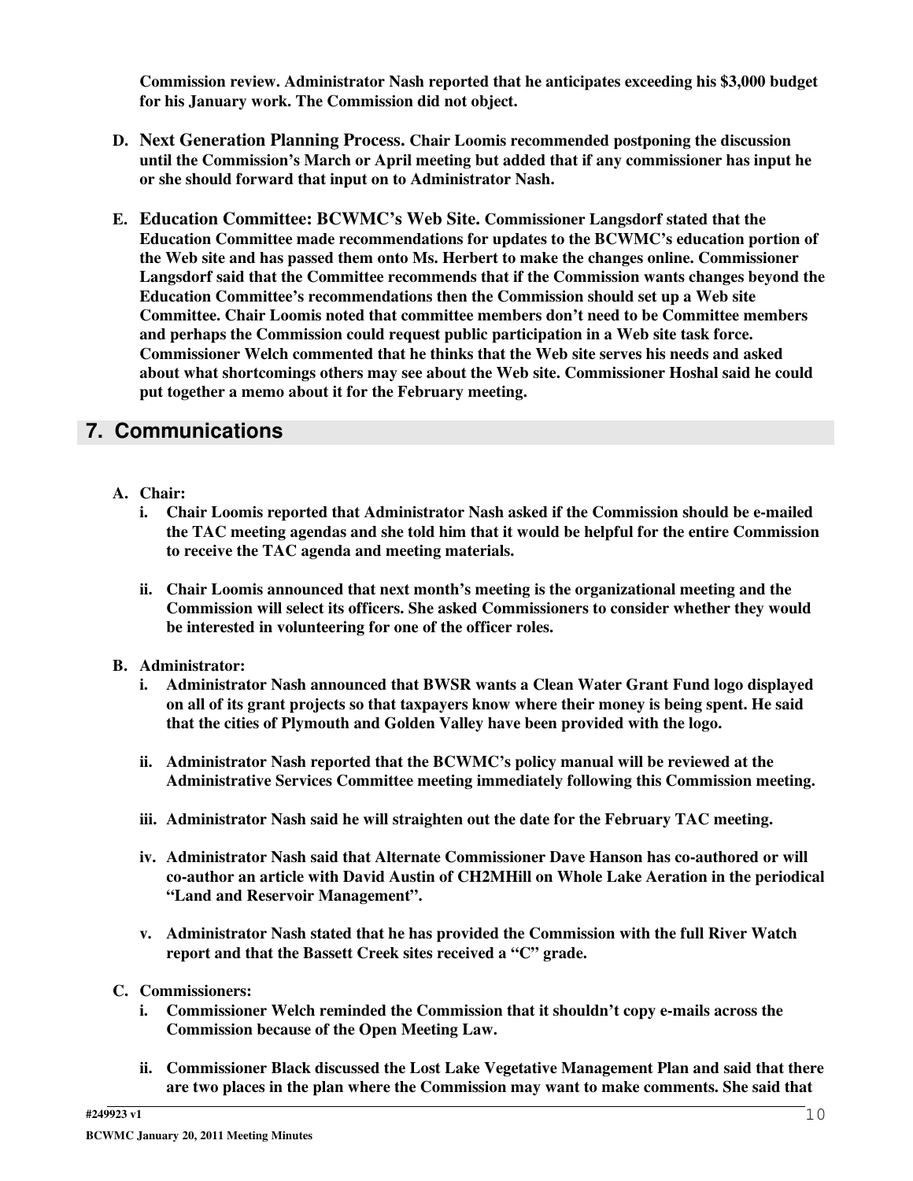**Commission review. Administrator Nash reported that he anticipates exceeding his $3,000 budget for his January work. The Commission did not object.**

D. **Next Generation Planning Process.** **Chair Loomis recommended postponing the discussion until the Commission's March or April meeting but added that if any commissioner has input he or she should forward that input on to Administrator Nash.**

E. **Education Committee: BCWMC's Web Site.** **Commissioner Langsdorf stated that the Education Committee made recommendations for updates to the BCWMC's education portion of the Web site and has passed them onto Ms. Herbert to make the changes online. Commissioner Langsdorf said that the Committee recommends that if the Commission wants changes beyond the Education Committee's recommendations then the Commission should set up a Web site Committee. Chair Loomis noted that committee members don't need to be Committee members and perhaps the Commission could request public participation in a Web site task force. Commissioner Welch commented that he thinks that the Web site serves his needs and asked about what shortcomings others may see about the Web site. Commissioner Hoshal said he could put together a memo about it for the February meeting.**

## 7. Communications

**A. Chair:**

i. **Chair Loomis reported that Administrator Nash asked if the Commission should be e-mailed the TAC meeting agendas and she told him that it would be helpful for the entire Commission to receive the TAC agenda and meeting materials.**

ii. **Chair Loomis announced that next month's meeting is the organizational meeting and the Commission will select its officers. She asked Commissioners to consider whether they would be interested in volunteering for one of the officer roles.**

**B. Administrator:**

i. **Administrator Nash announced that BWSR wants a Clean Water Grant Fund logo displayed on all of its grant projects so that taxpayers know where their money is being spent. He said that the cities of Plymouth and Golden Valley have been provided with the logo.**

ii. **Administrator Nash reported that the BCWMC's policy manual will be reviewed at the Administrative Services Committee meeting immediately following this Commission meeting.**

iii. **Administrator Nash said he will straighten out the date for the February TAC meeting.**

iv. **Administrator Nash said that Alternate Commissioner Dave Hanson has co-authored or will co-author an article with David Austin of CH2MHill on Whole Lake Aeration in the periodical "Land and Reservoir Management".**

v. **Administrator Nash stated that he has provided the Commission with the full River Watch report and that the Bassett Creek sites received a "C" grade.**

**C. Commissioners:**

i. **Commissioner Welch reminded the Commission that it shouldn't copy e-mails across the Commission because of the Open Meeting Law.**

ii. **Commissioner Black discussed the Lost Lake Vegetative Management Plan and said that there are two places in the plan where the Commission may want to make comments. She said that**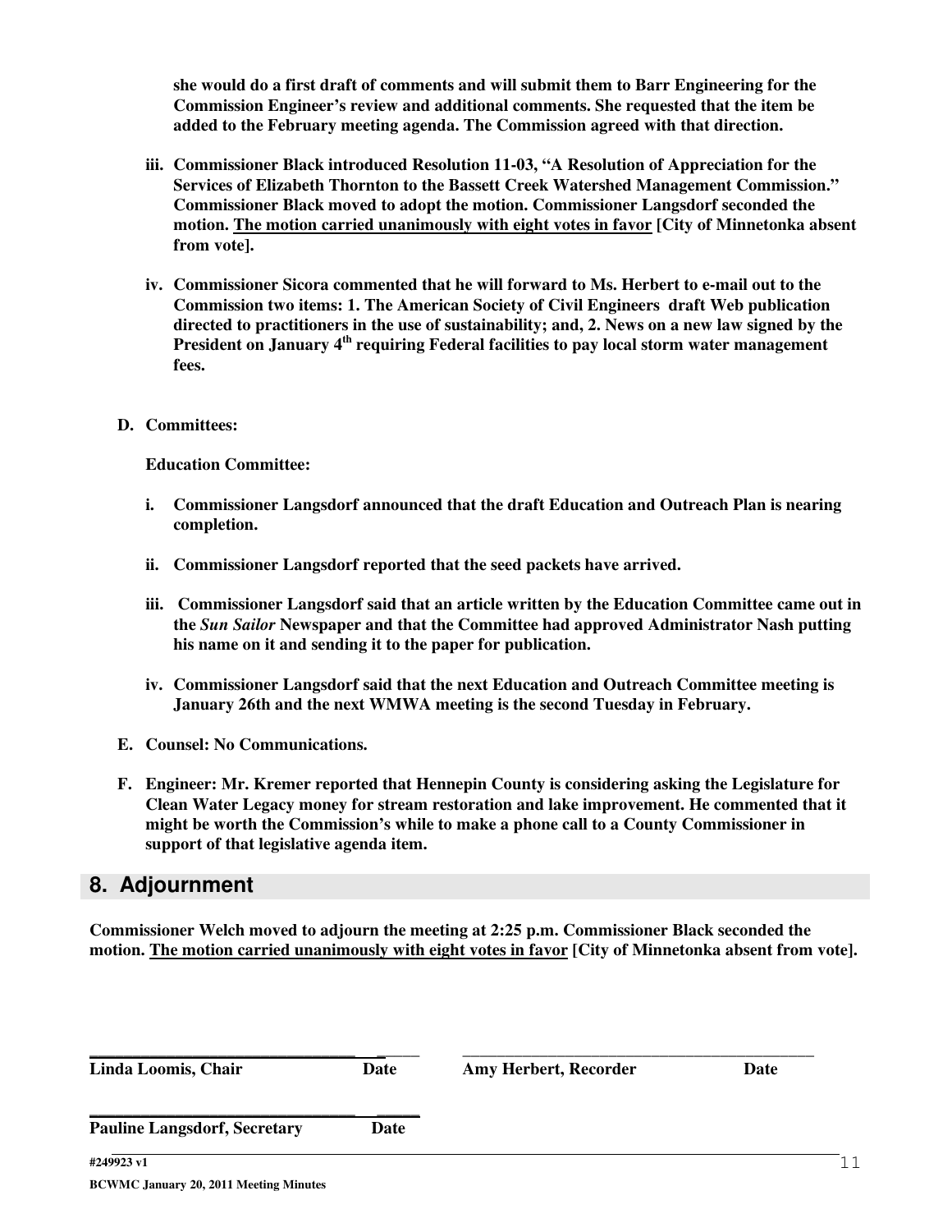**she would do a first draft of comments and will submit them to Barr Engineering for the Commission Engineer's review and additional comments. She requested that the item be added to the February meeting agenda. The Commission agreed with that direction.**

iii. **Commissioner Black introduced Resolution 11-03, "A Resolution of Appreciation for the Services of Elizabeth Thornton to the Bassett Creek Watershed Management Commission." Commissioner Black moved to adopt the motion. Commissioner Langsdorf seconded the motion. <u>The motion carried unanimously with eight votes in favor</u> [City of Minnetonka absent from vote].**

iv. **Commissioner Sicora commented that he will forward to Ms. Herbert to e-mail out to the Commission two items: 1. The American Society of Civil Engineers draft Web publication directed to practitioners in the use of sustainability; and, 2. News on a new law signed by the President on January 4th requiring Federal facilities to pay local storm water management fees.**

**D. Committees:**

**Education Committee:**

i. **Commissioner Langsdorf announced that the draft Education and Outreach Plan is nearing completion.**

ii. **Commissioner Langsdorf reported that the seed packets have arrived.**

iii. **Commissioner Langsdorf said that an article written by the Education Committee came out in the *Sun Sailor* Newspaper and that the Committee had approved Administrator Nash putting his name on it and sending it to the paper for publication.**

iv. **Commissioner Langsdorf said that the next Education and Outreach Committee meeting is January 26th and the next WMWA meeting is the second Tuesday in February.**

**E. Counsel: No Communications.**

**F. Engineer: Mr. Kremer reported that Hennepin County is considering asking the Legislature for Clean Water Legacy money for stream restoration and lake improvement. He commented that it might be worth the Commission's while to make a phone call to a County Commissioner in support of that legislative agenda item.**

## 8. Adjournment

**Commissioner Welch moved to adjourn the meeting at 2:25 p.m. Commissioner Black seconded the motion. <u>The motion carried unanimously with eight votes in favor</u> [City of Minnetonka absent from vote].**

______________________________ ______
**Linda Loomis, Chair** **Date**

______________________________ ______
**Amy Herbert, Recorder** **Date**

______________________________ ______
**Pauline Langsdorf, Secretary** **Date**

**#249923 v1**

**BCWMC January 20, 2011 Meeting Minutes**